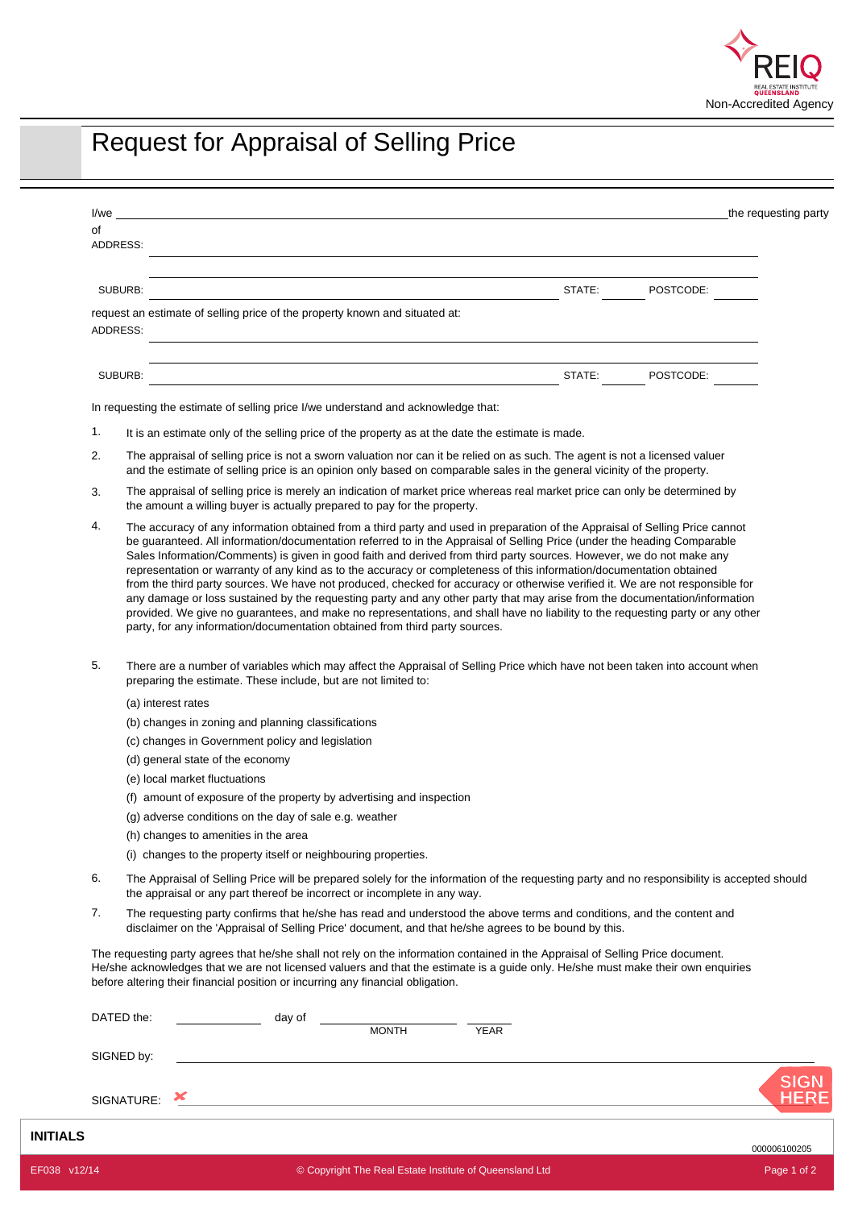REIQ
REAL ESTATE INSTITUTE QUEENSLAND
Non-Accredited Agency

# Request for Appraisal of Selling Price

I/we ______________________________________________________________ the requesting party

of

ADDRESS: ______________________________________________________________

______________________________________________________________

SUBURB: ______________________________ STATE: ________ POSTCODE: ________

request an estimate of selling price of the property known and situated at:

ADDRESS: ______________________________________________________________

______________________________________________________________

SUBURB: ______________________________ STATE: ________ POSTCODE: ________

In requesting the estimate of selling price I/we understand and acknowledge that:

1. It is an estimate only of the selling price of the property as at the date the estimate is made.

2. The appraisal of selling price is not a sworn valuation nor can it be relied on as such. The agent is not a licensed valuer and the estimate of selling price is an opinion only based on comparable sales in the general vicinity of the property.

3. The appraisal of selling price is merely an indication of market price whereas real market price can only be determined by the amount a willing buyer is actually prepared to pay for the property.

4. The accuracy of any information obtained from a third party and used in preparation of the Appraisal of Selling Price cannot be guaranteed. All information/documentation referred to in the Appraisal of Selling Price (under the heading Comparable Sales Information/Comments) is given in good faith and derived from third party sources. However, we do not make any representation or warranty of any kind as to the accuracy or completeness of this information/documentation obtained from the third party sources. We have not produced, checked for accuracy or otherwise verified it. We are not responsible for any damage or loss sustained by the requesting party and any other party that may arise from the documentation/information provided. We give no guarantees, and make no representations, and shall have no liability to the requesting party or any other party, for any information/documentation obtained from third party sources.

5. There are a number of variables which may affect the Appraisal of Selling Price which have not been taken into account when preparing the estimate. These include, but are not limited to:

   (a) interest rates

   (b) changes in zoning and planning classifications

   (c) changes in Government policy and legislation

   (d) general state of the economy

   (e) local market fluctuations

   (f) amount of exposure of the property by advertising and inspection

   (g) adverse conditions on the day of sale e.g. weather

   (h) changes to amenities in the area

   (i) changes to the property itself or neighbouring properties.

6. The Appraisal of Selling Price will be prepared solely for the information of the requesting party and no responsibility is accepted should the appraisal or any part thereof be incorrect or incomplete in any way.

7. The requesting party confirms that he/she has read and understood the above terms and conditions, and the content and disclaimer on the 'Appraisal of Selling Price' document, and that he/she agrees to be bound by this.

The requesting party agrees that he/she shall not rely on the information contained in the Appraisal of Selling Price document. He/she acknowledges that we are not licensed valuers and that the estimate is a guide only. He/she must make their own enquiries before altering their financial position or incurring any financial obligation.

DATED the: __________ day of ____________________ ________
MONTH YEAR

SIGNED by: ______________________________________________________________

SIGNATURE: ✗ ______________________________________________________________ SIGN HERE

**INITIALS**

000006100205

EF038 v12/14 © Copyright The Real Estate Institute of Queensland Ltd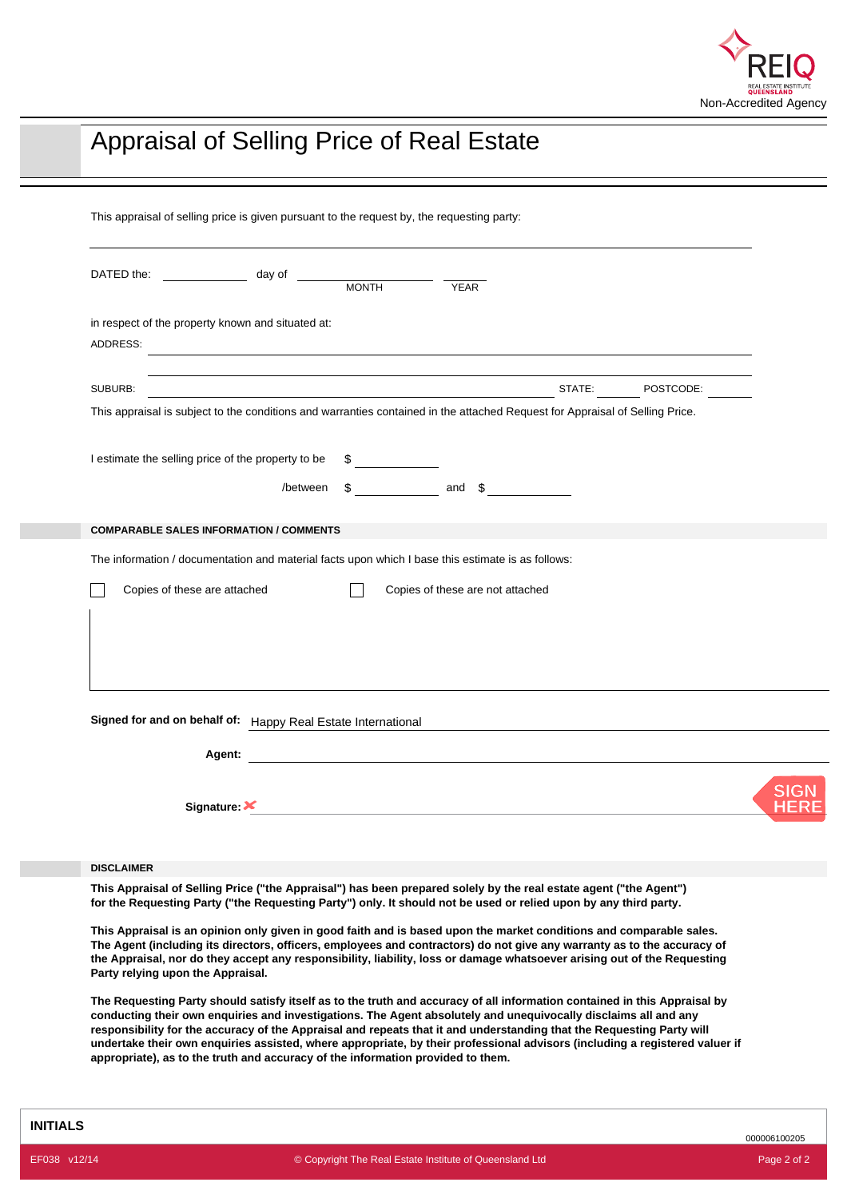REIQ
REAL ESTATE INSTITUTE QUEENSLAND
Non-Accredited Agency

# Appraisal of Selling Price of Real Estate

This appraisal of selling price is given pursuant to the request by, the requesting party:

\_\_\_\_\_\_\_\_\_\_\_\_\_\_\_\_\_\_\_\_\_\_\_\_\_\_\_\_\_\_\_\_\_\_\_\_\_\_\_\_\_\_\_\_\_\_\_\_

DATED the: \_\_\_\_\_\_\_\_\_\_ day of \_\_\_\_\_\_\_\_\_\_\_\_ \_\_\_\_\_\_\_
MONTH YEAR

in respect of the property known and situated at:

ADDRESS: \_\_\_\_\_\_\_\_\_\_\_\_\_\_\_\_\_\_\_\_\_\_\_\_\_\_\_\_\_\_\_\_\_\_\_\_\_\_\_\_

SUBURB: \_\_\_\_\_\_\_\_\_\_\_\_\_\_\_\_\_\_\_\_ STATE: \_\_\_\_\_\_ POSTCODE: \_\_\_\_\_\_

This appraisal is subject to the conditions and warranties contained in the attached Request for Appraisal of Selling Price.

I estimate the selling price of the property to be $ \_\_\_\_\_\_\_\_\_\_

/between $ \_\_\_\_\_\_\_\_\_\_ and $ \_\_\_\_\_\_\_\_\_\_

## COMPARABLE SALES INFORMATION / COMMENTS

The information / documentation and material facts upon which I base this estimate is as follows:

☐ Copies of these are attached ☐ Copies of these are not attached

**Signed for and on behalf of:** Happy Real Estate International

**Agent:** \_\_\_\_\_\_\_\_\_\_\_\_\_\_\_\_\_\_\_\_\_\_\_\_\_\_\_\_\_\_\_\_\_\_\_\_\_\_\_\_

**Signature:** \_\_\_\_\_\_\_\_\_\_\_\_\_\_\_\_\_\_\_\_\_\_\_\_\_\_\_\_\_\_\_\_\_\_\_\_\_\_\_\_ SIGN HERE

## DISCLAIMER

**This Appraisal of Selling Price ("the Appraisal") has been prepared solely by the real estate agent ("the Agent") for the Requesting Party ("the Requesting Party") only. It should not be used or relied upon by any third party.**

**This Appraisal is an opinion only given in good faith and is based upon the market conditions and comparable sales. The Agent (including its directors, officers, employees and contractors) do not give any warranty as to the accuracy of the Appraisal, nor do they accept any responsibility, liability, loss or damage whatsoever arising out of the Requesting Party relying upon the Appraisal.**

**The Requesting Party should satisfy itself as to the truth and accuracy of all information contained in this Appraisal by conducting their own enquiries and investigations. The Agent absolutely and unequivocally disclaims all and any responsibility for the accuracy of the Appraisal and repeats that it and understanding that the Requesting Party will undertake their own enquiries assisted, where appropriate, by their professional advisors (including a registered valuer if appropriate), as to the truth and accuracy of the information provided to them.**

**INITIALS**

000006100205

EF038 v12/14 © Copyright The Real Estate Institute of Queensland Ltd